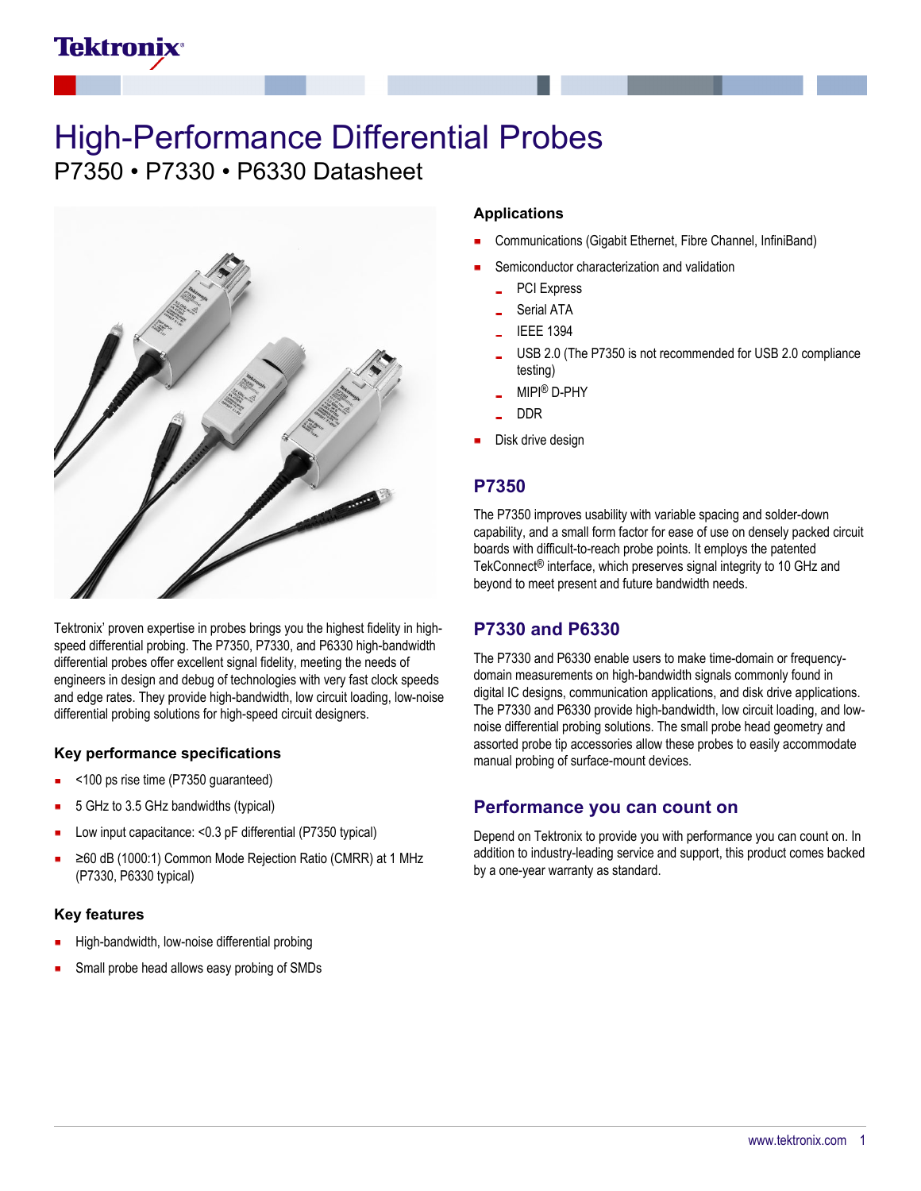# High-Performance Differential Probes

## P7350 • P7330 • P6330 Datasheet

Tektronix' proven expertise in probes brings you the highest fidelity in high-speed differential probing. The P7350, P7330, and P6330 high-bandwidth differential probes offer excellent signal fidelity, meeting the needs of engineers in design and debug of technologies with very fast clock speeds and edge rates. They provide high-bandwidth, low circuit loading, low-noise differential probing solutions for high-speed circuit designers.

### Key performance specifications

- <100 ps rise time (P7350 guaranteed)
- 5 GHz to 3.5 GHz bandwidths (typical)
- Low input capacitance: <0.3 pF differential (P7350 typical)
- ≥60 dB (1000:1) Common Mode Rejection Ratio (CMRR) at 1 MHz (P7330, P6330 typical)

### Key features

- High-bandwidth, low-noise differential probing
- Small probe head allows easy probing of SMDs

### Applications

- Communications (Gigabit Ethernet, Fibre Channel, InfiniBand)
- Semiconductor characterization and validation
  - PCI Express
  - Serial ATA
  - IEEE 1394
  - USB 2.0 (The P7350 is not recommended for USB 2.0 compliance testing)
  - MIPI® D-PHY
  - DDR
- Disk drive design

## P7350

The P7350 improves usability with variable spacing and solder-down capability, and a small form factor for ease of use on densely packed circuit boards with difficult-to-reach probe points. It employs the patented TekConnect® interface, which preserves signal integrity to 10 GHz and beyond to meet present and future bandwidth needs.

## P7330 and P6330

The P7330 and P6330 enable users to make time-domain or frequency-domain measurements on high-bandwidth signals commonly found in digital IC designs, communication applications, and disk drive applications. The P7330 and P6330 provide high-bandwidth, low circuit loading, and low-noise differential probing solutions. The small probe head geometry and assorted probe tip accessories allow these probes to easily accommodate manual probing of surface-mount devices.

## Performance you can count on

Depend on Tektronix to provide you with performance you can count on. In addition to industry-leading service and support, this product comes backed by a one-year warranty as standard.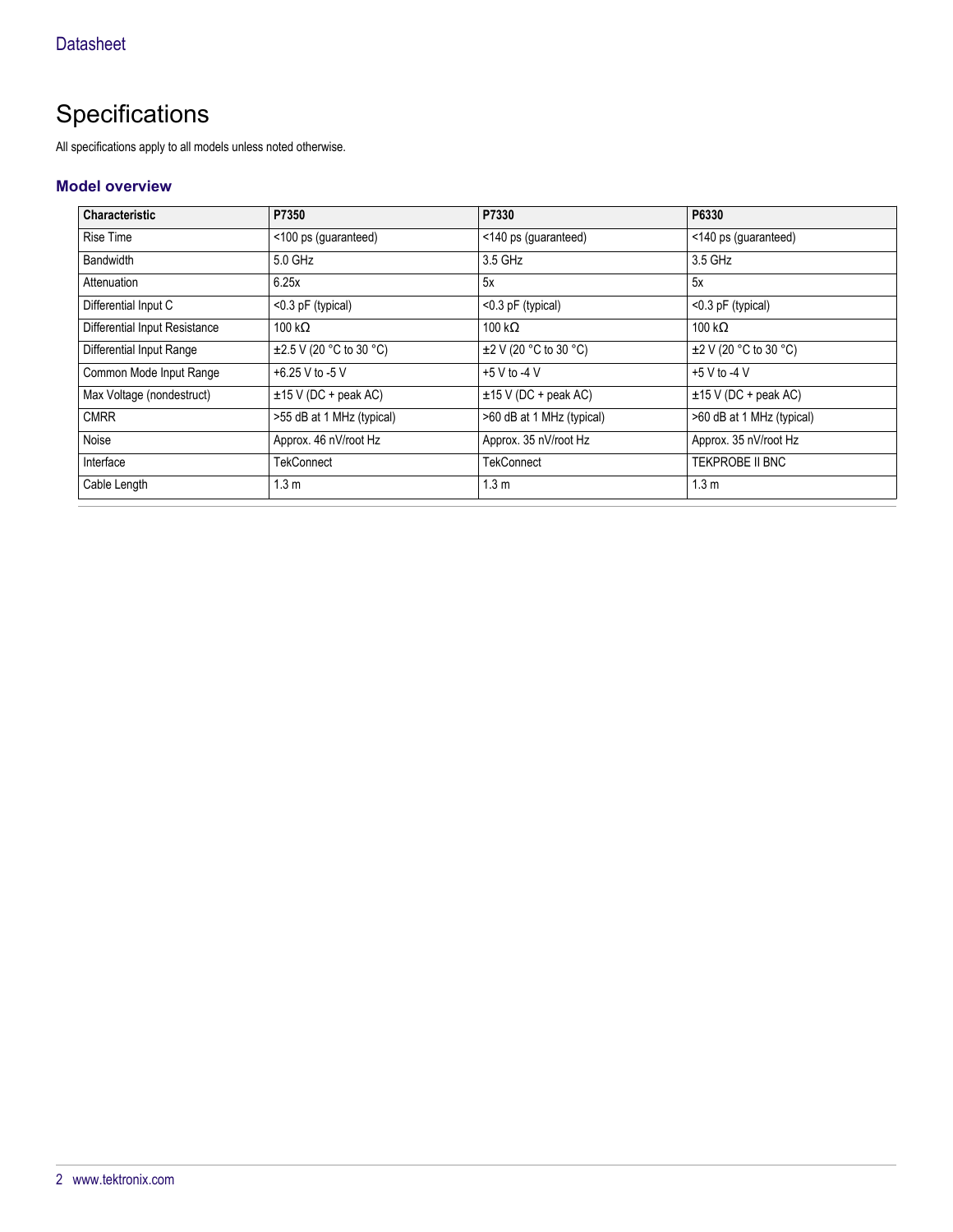# Specifications

All specifications apply to all models unless noted otherwise.

### Model overview

| Characteristic | P7350 | P7330 | P6330 |
|---|---|---|---|
| Rise Time | <100 ps (guaranteed) | <140 ps (guaranteed) | <140 ps (guaranteed) |
| Bandwidth | 5.0 GHz | 3.5 GHz | 3.5 GHz |
| Attenuation | 6.25x | 5x | 5x |
| Differential Input C | <0.3 pF (typical) | <0.3 pF (typical) | <0.3 pF (typical) |
| Differential Input Resistance | 100 kΩ | 100 kΩ | 100 kΩ |
| Differential Input Range | ±2.5 V (20 °C to 30 °C) | ±2 V (20 °C to 30 °C) | ±2 V (20 °C to 30 °C) |
| Common Mode Input Range | +6.25 V to -5 V | +5 V to -4 V | +5 V to -4 V |
| Max Voltage (nondestruct) | ±15 V (DC + peak AC) | ±15 V (DC + peak AC) | ±15 V (DC + peak AC) |
| CMRR | >55 dB at 1 MHz (typical) | >60 dB at 1 MHz (typical) | >60 dB at 1 MHz (typical) |
| Noise | Approx. 46 nV/root Hz | Approx. 35 nV/root Hz | Approx. 35 nV/root Hz |
| Interface | TekConnect | TekConnect | TEKPROBE II BNC |
| Cable Length | 1.3 m | 1.3 m | 1.3 m |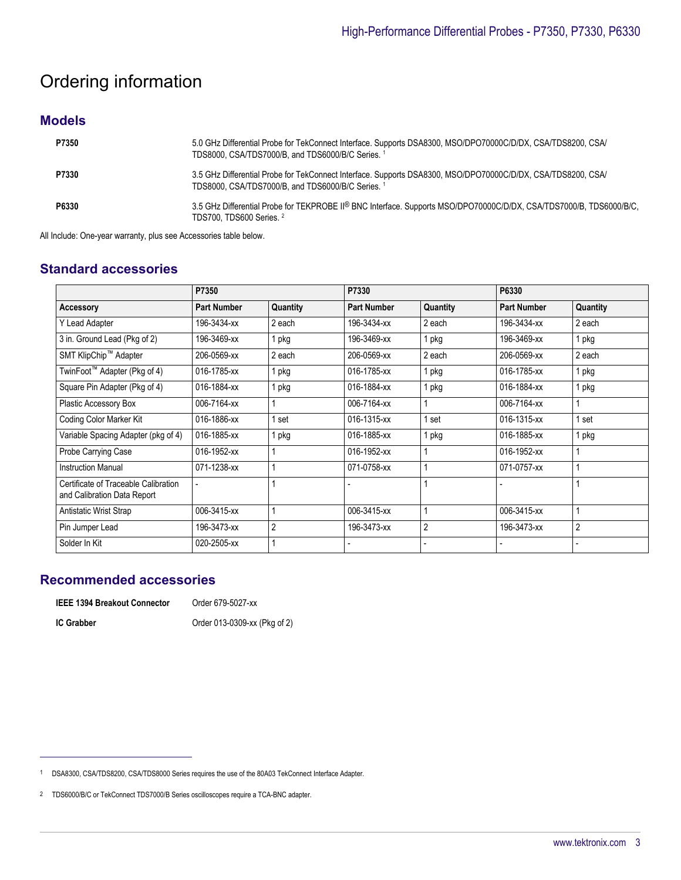# Ordering information

## Models

**P7350** 5.0 GHz Differential Probe for TekConnect Interface. Supports DSA8300, MSO/DPO70000C/D/DX, CSA/TDS8200, CSA/TDS8000, CSA/TDS7000/B, and TDS6000/B/C Series. [1]

**P7330** 3.5 GHz Differential Probe for TekConnect Interface. Supports DSA8300, MSO/DPO70000C/D/DX, CSA/TDS8200, CSA/TDS8000, CSA/TDS7000/B, and TDS6000/B/C Series. [1]

**P6330** 3.5 GHz Differential Probe for TEKPROBE II® BNC Interface. Supports MSO/DPO70000C/D/DX, CSA/TDS7000/B, TDS6000/B/C, TDS700, TDS600 Series. [2]

All Include: One-year warranty, plus see Accessories table below.

## Standard accessories

| | P7350 | | P7330 | | P6330 | |
|---|---|---|---|---|---|---|
| **Accessory** | **Part Number** | **Quantity** | **Part Number** | **Quantity** | **Part Number** | **Quantity** |
| Y Lead Adapter | 196-3434-xx | 2 each | 196-3434-xx | 2 each | 196-3434-xx | 2 each |
| 3 in. Ground Lead (Pkg of 2) | 196-3469-xx | 1 pkg | 196-3469-xx | 1 pkg | 196-3469-xx | 1 pkg |
| SMT KlipChip™ Adapter | 206-0569-xx | 2 each | 206-0569-xx | 2 each | 206-0569-xx | 2 each |
| TwinFoot™ Adapter (Pkg of 4) | 016-1785-xx | 1 pkg | 016-1785-xx | 1 pkg | 016-1785-xx | 1 pkg |
| Square Pin Adapter (Pkg of 4) | 016-1884-xx | 1 pkg | 016-1884-xx | 1 pkg | 016-1884-xx | 1 pkg |
| Plastic Accessory Box | 006-7164-xx | 1 | 006-7164-xx | 1 | 006-7164-xx | 1 |
| Coding Color Marker Kit | 016-1886-xx | 1 set | 016-1315-xx | 1 set | 016-1315-xx | 1 set |
| Variable Spacing Adapter (pkg of 4) | 016-1885-xx | 1 pkg | 016-1885-xx | 1 pkg | 016-1885-xx | 1 pkg |
| Probe Carrying Case | 016-1952-xx | 1 | 016-1952-xx | 1 | 016-1952-xx | 1 |
| Instruction Manual | 071-1238-xx | 1 | 071-0758-xx | 1 | 071-0757-xx | 1 |
| Certificate of Traceable Calibration and Calibration Data Report | - | 1 | - | 1 | - | 1 |
| Antistatic Wrist Strap | 006-3415-xx | 1 | 006-3415-xx | 1 | 006-3415-xx | 1 |
| Pin Jumper Lead | 196-3473-xx | 2 | 196-3473-xx | 2 | 196-3473-xx | 2 |
| Solder In Kit | 020-2505-xx | 1 | - | - | - | - |

## Recommended accessories

**IEEE 1394 Breakout Connector** Order 679-5027-xx

**IC Grabber** Order 013-0309-xx (Pkg of 2)

---

1 DSA8300, CSA/TDS8200, CSA/TDS8000 Series requires the use of the 80A03 TekConnect Interface Adapter.

2 TDS6000/B/C or TekConnect TDS7000/B Series oscilloscopes require a TCA-BNC adapter.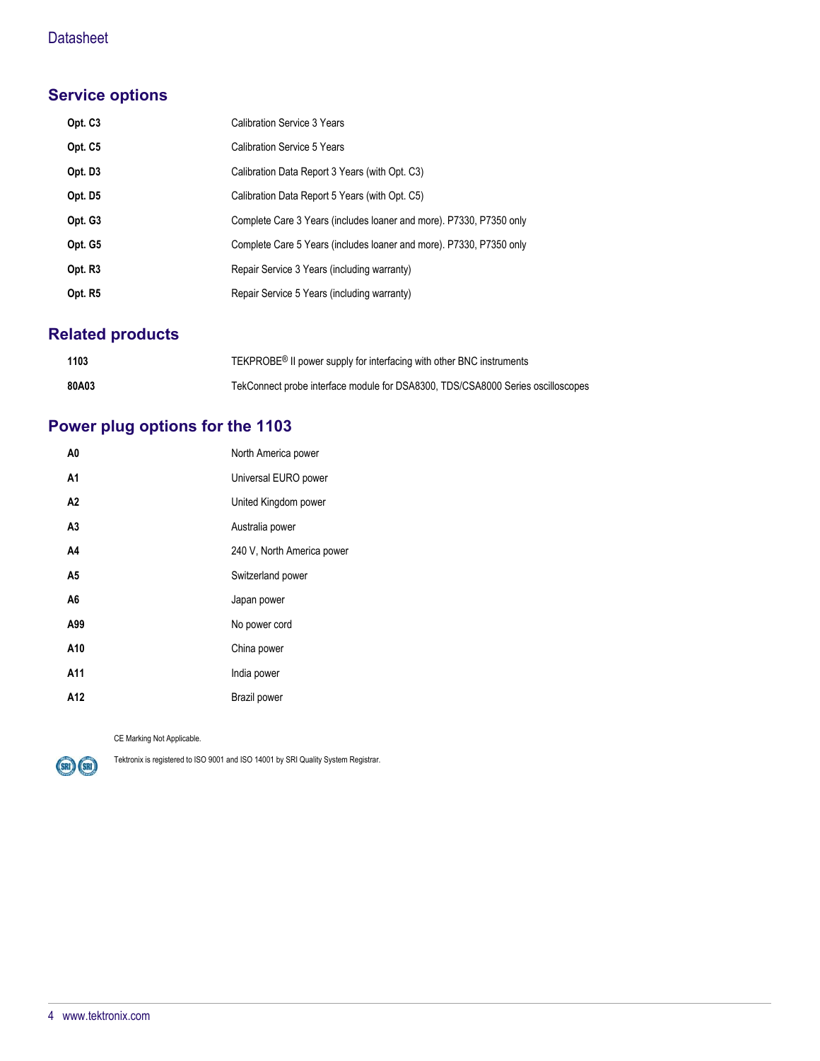## Service options

| | |
|---|---|
| **Opt. C3** | Calibration Service 3 Years |
| **Opt. C5** | Calibration Service 5 Years |
| **Opt. D3** | Calibration Data Report 3 Years (with Opt. C3) |
| **Opt. D5** | Calibration Data Report 5 Years (with Opt. C5) |
| **Opt. G3** | Complete Care 3 Years (includes loaner and more). P7330, P7350 only |
| **Opt. G5** | Complete Care 5 Years (includes loaner and more). P7330, P7350 only |
| **Opt. R3** | Repair Service 3 Years (including warranty) |
| **Opt. R5** | Repair Service 5 Years (including warranty) |

## Related products

| | |
|---|---|
| **1103** | TEKPROBE® II power supply for interfacing with other BNC instruments |
| **80A03** | TekConnect probe interface module for DSA8300, TDS/CSA8000 Series oscilloscopes |

## Power plug options for the 1103

| | |
|---|---|
| **A0** | North America power |
| **A1** | Universal EURO power |
| **A2** | United Kingdom power |
| **A3** | Australia power |
| **A4** | 240 V, North America power |
| **A5** | Switzerland power |
| **A6** | Japan power |
| **A99** | No power cord |
| **A10** | China power |
| **A11** | India power |
| **A12** | Brazil power |

CE Marking Not Applicable.

Tektronix is registered to ISO 9001 and ISO 14001 by SRI Quality System Registrar.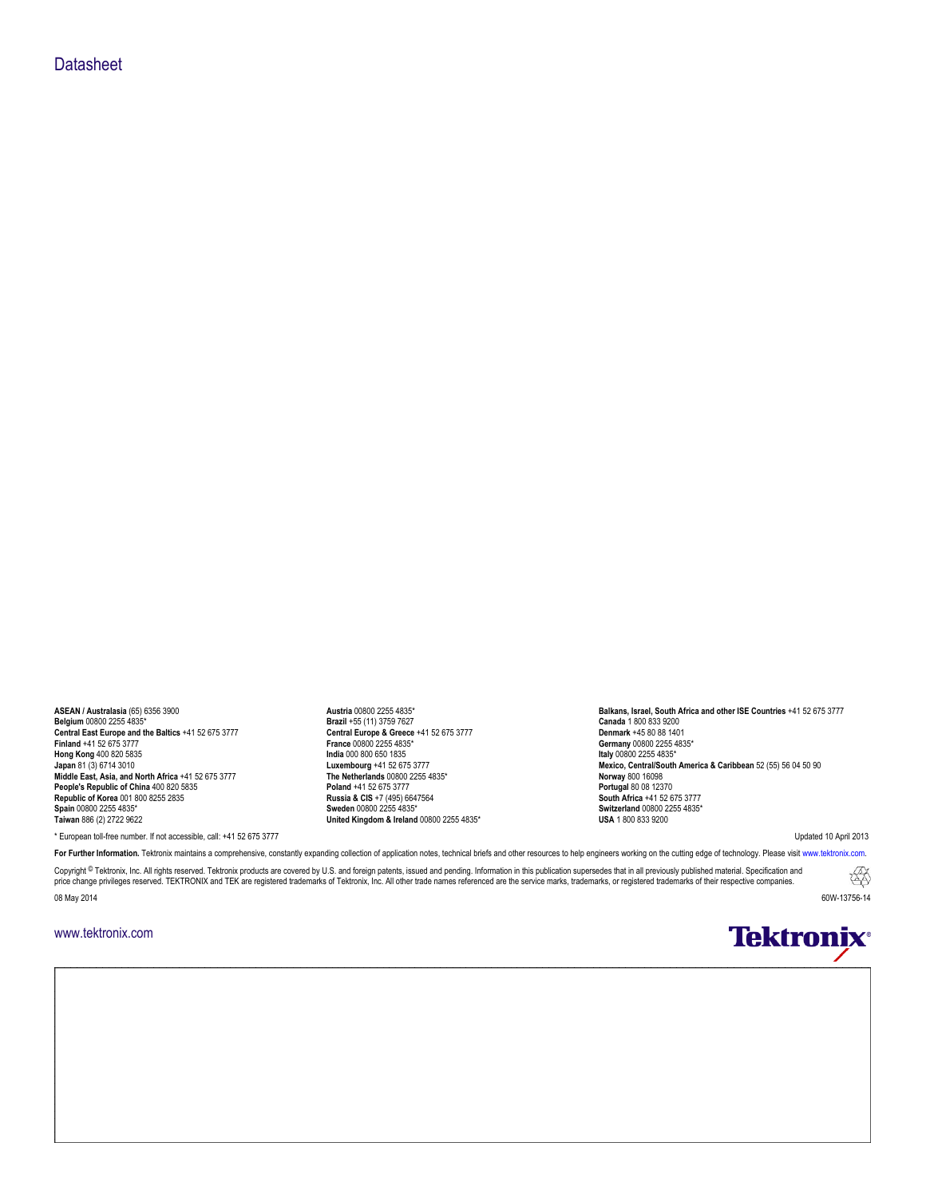**ASEAN / Australasia** (65) 6356 3900
**Belgium** 00800 2255 4835*
**Central East Europe and the Baltics** +41 52 675 3777
**Finland** +41 52 675 3777
**Hong Kong** 400 820 5835
**Japan** 81 (3) 6714 3010
**Middle East, Asia, and North Africa** +41 52 675 3777
**People's Republic of China** 400 820 5835
**Republic of Korea** 001 800 8255 2835
**Spain** 00800 2255 4835*
**Taiwan** 886 (2) 2722 9622

**Austria** 00800 2255 4835*
**Brazil** +55 (11) 3759 7627
**Central Europe & Greece** +41 52 675 3777
**France** 00800 2255 4835*
**India** 000 800 650 1835
**Luxembourg** +41 52 675 3777
**The Netherlands** 00800 2255 4835*
**Poland** +41 52 675 3777
**Russia & CIS** +7 (495) 6647564
**Sweden** 00800 2255 4835*
**United Kingdom & Ireland** 00800 2255 4835*

**Balkans, Israel, South Africa and other ISE Countries** +41 52 675 3777
**Canada** 1 800 833 9200
**Denmark** +45 80 88 1401
**Germany** 00800 2255 4835*
**Italy** 00800 2255 4835*
**Mexico, Central/South America & Caribbean** 52 (55) 56 04 50 90
**Norway** 800 16098
**Portugal** 80 08 12370
**South Africa** +41 52 675 3777
**Switzerland** 00800 2255 4835*
**USA** 1 800 833 9200

* European toll-free number. If not accessible, call: +41 52 675 3777

Updated 10 April 2013

**For Further Information.** Tektronix maintains a comprehensive, constantly expanding collection of application notes, technical briefs and other resources to help engineers working on the cutting edge of technology. Please visit www.tektronix.com.

Copyright © Tektronix, Inc. All rights reserved. Tektronix products are covered by U.S. and foreign patents, issued and pending. Information in this publication supersedes that in all previously published material. Specification and price change privileges reserved. TEKTRONIX and TEK are registered trademarks of Tektronix, Inc. All other trade names referenced are the service marks, trademarks, or registered trademarks of their respective companies.

08 May 2014

60W-13756-14

www.tektronix.com

Tektronix®